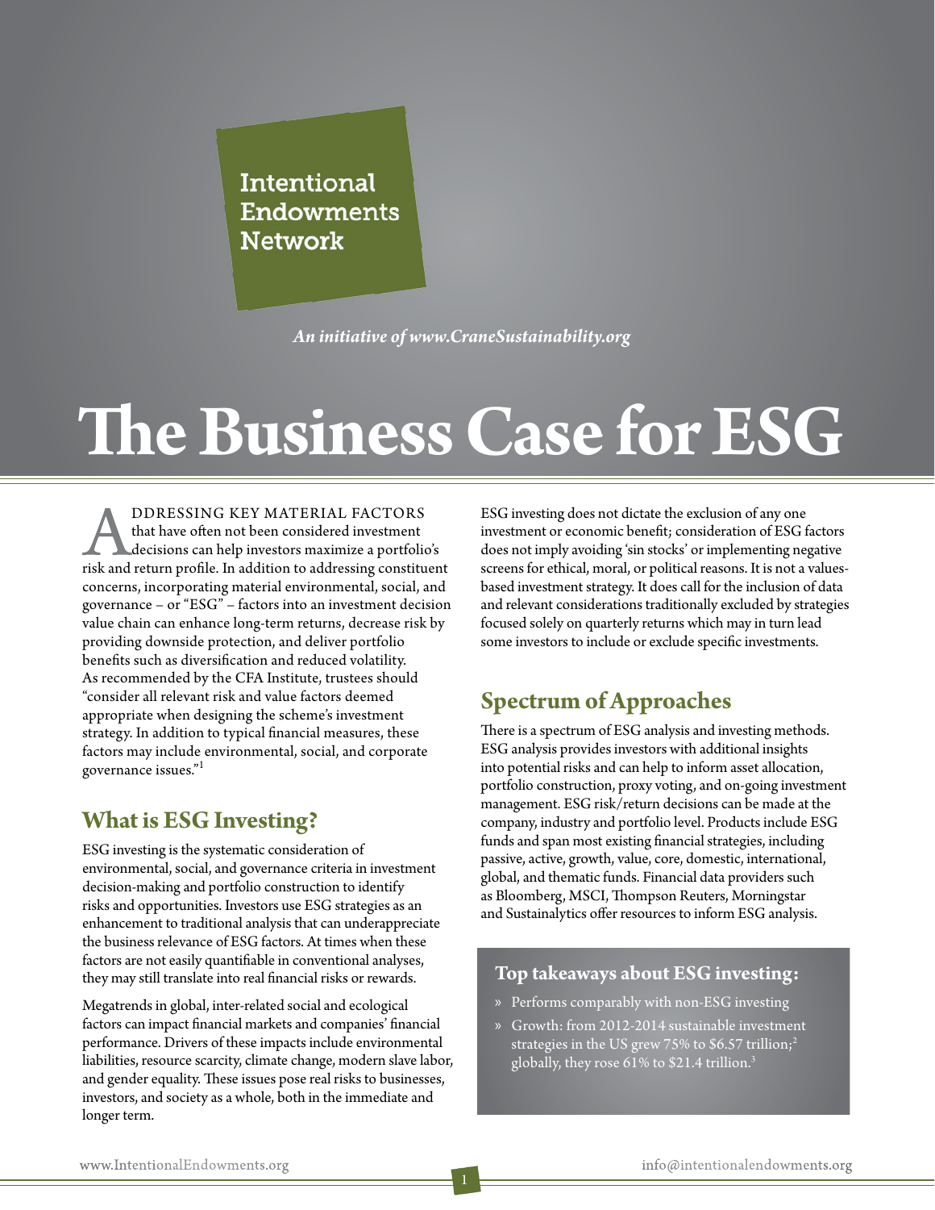Intentional Endowments Network

*An initiative of www.CraneSustainability.org*

# The Business Case for ESG

ADDRESSING KEY MATERIAL FACTORS that have often not been considered investment decisions can help investors maximize a portfolio's risk and return profile. In addition to addressing constituent concerns, incorporating material environmental, social, and governance – or "ESG" – factors into an investment decision value chain can enhance long-term returns, decrease risk by providing downside protection, and deliver portfolio benefits such as diversification and reduced volatility. As recommended by the CFA Institute, trustees should "consider all relevant risk and value factors deemed appropriate when designing the scheme's investment strategy. In addition to typical financial measures, these factors may include environmental, social, and corporate governance issues."[1]

## What is ESG Investing?

ESG investing is the systematic consideration of environmental, social, and governance criteria in investment decision-making and portfolio construction to identify risks and opportunities. Investors use ESG strategies as an enhancement to traditional analysis that can underappreciate the business relevance of ESG factors. At times when these factors are not easily quantifiable in conventional analyses, they may still translate into real financial risks or rewards.

Megatrends in global, inter-related social and ecological factors can impact financial markets and companies' financial performance. Drivers of these impacts include environmental liabilities, resource scarcity, climate change, modern slave labor, and gender equality. These issues pose real risks to businesses, investors, and society as a whole, both in the immediate and longer term.

ESG investing does not dictate the exclusion of any one investment or economic benefit; consideration of ESG factors does not imply avoiding 'sin stocks' or implementing negative screens for ethical, moral, or political reasons. It is not a values-based investment strategy. It does call for the inclusion of data and relevant considerations traditionally excluded by strategies focused solely on quarterly returns which may in turn lead some investors to include or exclude specific investments.

## Spectrum of Approaches

There is a spectrum of ESG analysis and investing methods. ESG analysis provides investors with additional insights into potential risks and can help to inform asset allocation, portfolio construction, proxy voting, and on-going investment management. ESG risk/return decisions can be made at the company, industry and portfolio level. Products include ESG funds and span most existing financial strategies, including passive, active, growth, value, core, domestic, international, global, and thematic funds. Financial data providers such as Bloomberg, MSCI, Thompson Reuters, Morningstar and Sustainalytics offer resources to inform ESG analysis.

### Top takeaways about ESG investing:

- Performs comparably with non-ESG investing
- Growth: from 2012-2014 sustainable investment strategies in the US grew 75% to $6.57 trillion;[2] globally, they rose 61% to $21.4 trillion.[3]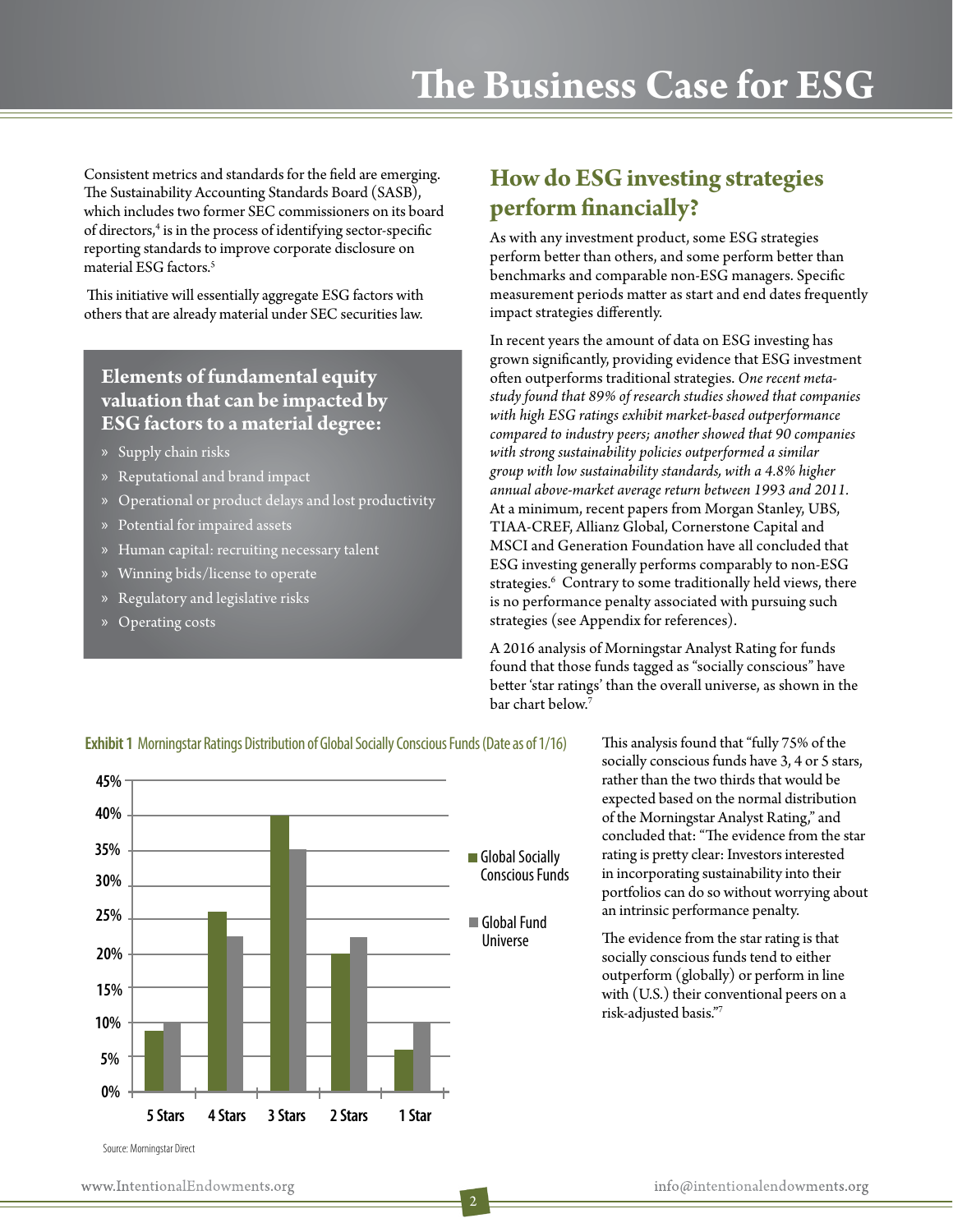# The Business Case for ESG

Consistent metrics and standards for the field are emerging. The Sustainability Accounting Standards Board (SASB), which includes two former SEC commissioners on its board of directors,[4] is in the process of identifying sector-specific reporting standards to improve corporate disclosure on material ESG factors.[5]

This initiative will essentially aggregate ESG factors with others that are already material under SEC securities law.

### Elements of fundamental equity valuation that can be impacted by ESG factors to a material degree:

- Supply chain risks
- Reputational and brand impact
- Operational or product delays and lost productivity
- Potential for impaired assets
- Human capital: recruiting necessary talent
- Winning bids/license to operate
- Regulatory and legislative risks
- Operating costs

## How do ESG investing strategies perform financially?

As with any investment product, some ESG strategies perform better than others, and some perform better than benchmarks and comparable non-ESG managers. Specific measurement periods matter as start and end dates frequently impact strategies differently.

In recent years the amount of data on ESG investing has grown significantly, providing evidence that ESG investment often outperforms traditional strategies. *One recent meta-study found that 89% of research studies showed that companies with high ESG ratings exhibit market-based outperformance compared to industry peers; another showed that 90 companies with strong sustainability policies outperformed a similar group with low sustainability standards, with a 4.8% higher annual above-market average return between 1993 and 2011.* At a minimum, recent papers from Morgan Stanley, UBS, TIAA-CREF, Allianz Global, Cornerstone Capital and MSCI and Generation Foundation have all concluded that ESG investing generally performs comparably to non-ESG strategies.[6] Contrary to some traditionally held views, there is no performance penalty associated with pursuing such strategies (see Appendix for references).

A 2016 analysis of Morningstar Analyst Rating for funds found that those funds tagged as "socially conscious" have better 'star ratings' than the overall universe, as shown in the bar chart below.[7]

**Exhibit 1** Morningstar Ratings Distribution of Global Socially Conscious Funds (Date as of 1/16)

| Rating | Global Socially Conscious Funds | Global Fund Universe |
|---|---|---|
| 5 Stars | ~9% | ~10% |
| 4 Stars | ~26% | ~22.5% |
| 3 Stars | ~40% | ~35% |
| 2 Stars | ~20% | ~22.5% |
| 1 Star | ~6% | ~10% |

Source: Morningstar Direct

This analysis found that "fully 75% of the socially conscious funds have 3, 4 or 5 stars, rather than the two thirds that would be expected based on the normal distribution of the Morningstar Analyst Rating," and concluded that: "The evidence from the star rating is pretty clear: Investors interested in incorporating sustainability into their portfolios can do so without worrying about an intrinsic performance penalty.

The evidence from the star rating is that socially conscious funds tend to either outperform (globally) or perform in line with (U.S.) their conventional peers on a risk-adjusted basis."[7]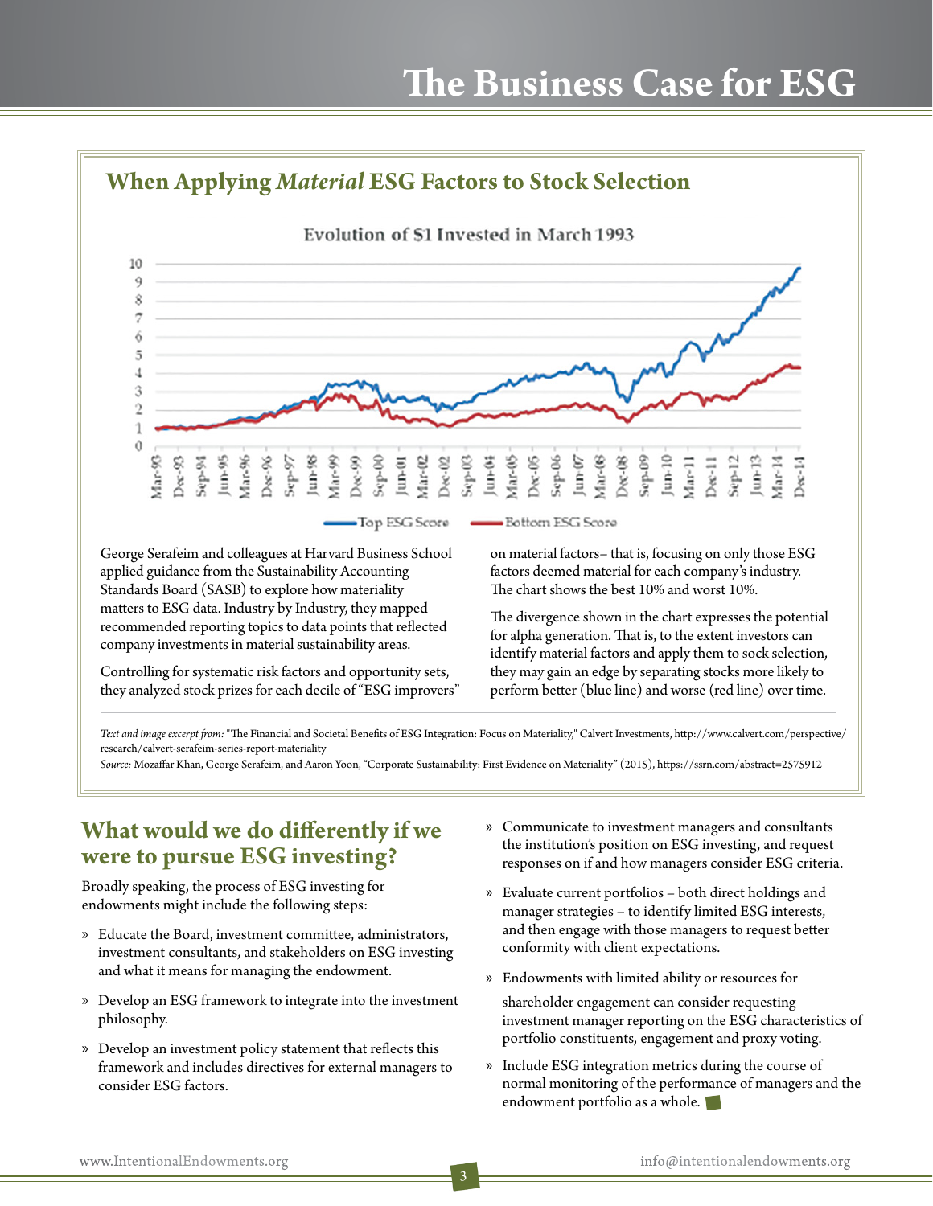# The Business Case for ESG

## When Applying *Material* ESG Factors to Stock Selection

Evolution of $1 Invested in March 1993

Top ESG Score — Bottom ESG Score

George Serafeim and colleagues at Harvard Business School applied guidance from the Sustainability Accounting Standards Board (SASB) to explore how materiality matters to ESG data. Industry by Industry, they mapped recommended reporting topics to data points that reflected company investments in material sustainability areas.

Controlling for systematic risk factors and opportunity sets, they analyzed stock prizes for each decile of "ESG improvers" on material factors– that is, focusing on only those ESG factors deemed material for each company's industry. The chart shows the best 10% and worst 10%.

The divergence shown in the chart expresses the potential for alpha generation. That is, to the extent investors can identify material factors and apply them to sock selection, they may gain an edge by separating stocks more likely to perform better (blue line) and worse (red line) over time.

*Text and image excerpt from:* "The Financial and Societal Benefits of ESG Integration: Focus on Materiality," Calvert Investments, http://www.calvert.com/perspective/research/calvert-serafeim-series-report-materiality

*Source:* Mozaffar Khan, George Serafeim, and Aaron Yoon, "Corporate Sustainability: First Evidence on Materiality" (2015), https://ssrn.com/abstract=2575912

## What would we do differently if we were to pursue ESG investing?

Broadly speaking, the process of ESG investing for endowments might include the following steps:

- Educate the Board, investment committee, administrators, investment consultants, and stakeholders on ESG investing and what it means for managing the endowment.
- Develop an ESG framework to integrate into the investment philosophy.
- Develop an investment policy statement that reflects this framework and includes directives for external managers to consider ESG factors.
- Communicate to investment managers and consultants the institution's position on ESG investing, and request responses on if and how managers consider ESG criteria.
- Evaluate current portfolios – both direct holdings and manager strategies – to identify limited ESG interests, and then engage with those managers to request better conformity with client expectations.
- Endowments with limited ability or resources for shareholder engagement can consider requesting investment manager reporting on the ESG characteristics of portfolio constituents, engagement and proxy voting.
- Include ESG integration metrics during the course of normal monitoring of the performance of managers and the endowment portfolio as a whole.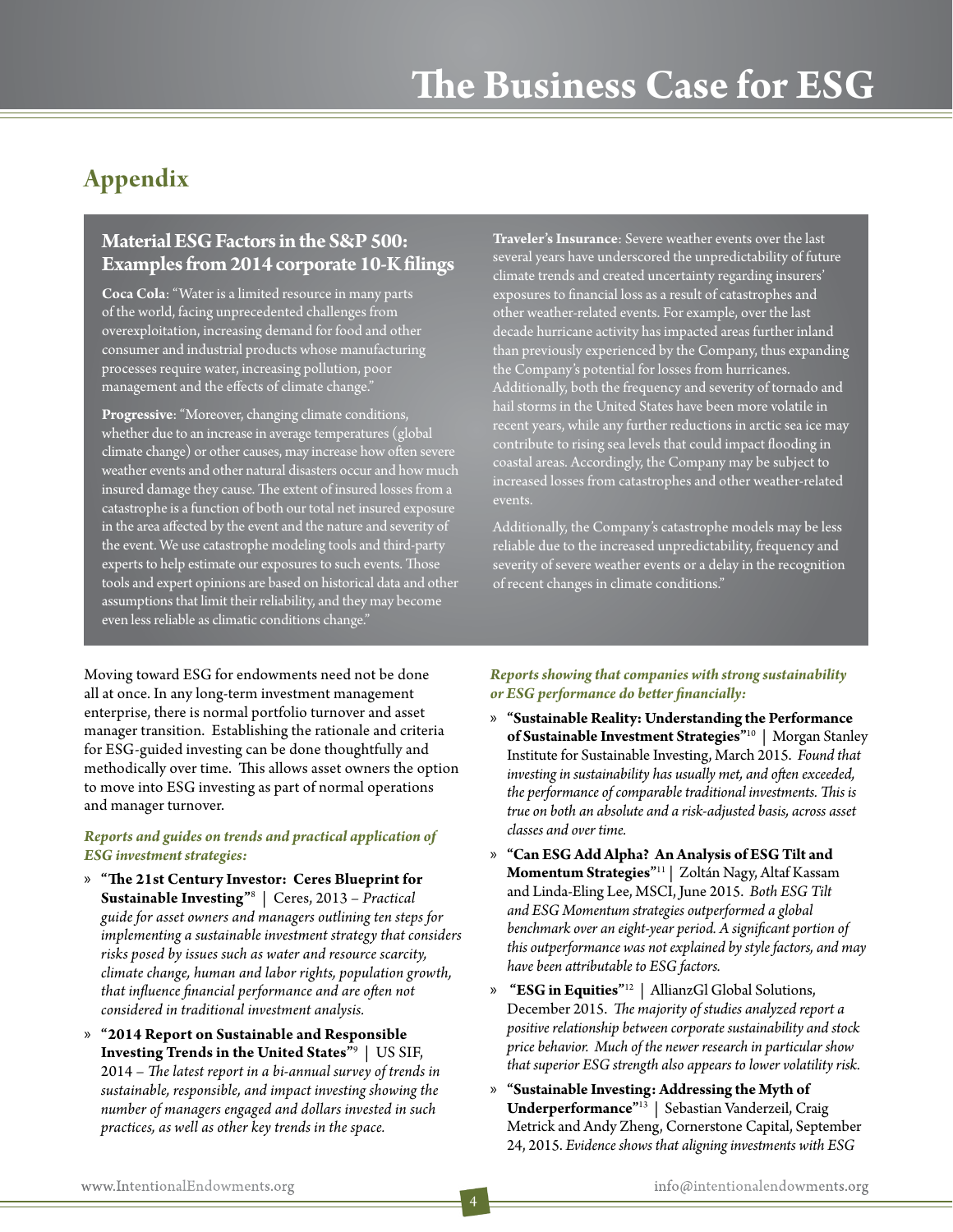## Appendix

### Material ESG Factors in the S&P 500: Examples from 2014 corporate 10-K filings

**Coca Cola**: "Water is a limited resource in many parts of the world, facing unprecedented challenges from overexploitation, increasing demand for food and other consumer and industrial products whose manufacturing processes require water, increasing pollution, poor management and the effects of climate change."

**Progressive**: "Moreover, changing climate conditions, whether due to an increase in average temperatures (global climate change) or other causes, may increase how often severe weather events and other natural disasters occur and how much insured damage they cause. The extent of insured losses from a catastrophe is a function of both our total net insured exposure in the area affected by the event and the nature and severity of the event. We use catastrophe modeling tools and third-party experts to help estimate our exposures to such events. Those tools and expert opinions are based on historical data and other assumptions that limit their reliability, and they may become even less reliable as climatic conditions change."

**Traveler's Insurance**: Severe weather events over the last several years have underscored the unpredictability of future climate trends and created uncertainty regarding insurers' exposures to financial loss as a result of catastrophes and other weather-related events. For example, over the last decade hurricane activity has impacted areas further inland than previously experienced by the Company, thus expanding the Company's potential for losses from hurricanes. Additionally, both the frequency and severity of tornado and hail storms in the United States have been more volatile in recent years, while any further reductions in arctic sea ice may contribute to rising sea levels that could impact flooding in coastal areas. Accordingly, the Company may be subject to increased losses from catastrophes and other weather-related events.

Additionally, the Company's catastrophe models may be less reliable due to the increased unpredictability, frequency and severity of severe weather events or a delay in the recognition of recent changes in climate conditions."

Moving toward ESG for endowments need not be done all at once. In any long-term investment management enterprise, there is normal portfolio turnover and asset manager transition. Establishing the rationale and criteria for ESG-guided investing can be done thoughtfully and methodically over time. This allows asset owners the option to move into ESG investing as part of normal operations and manager turnover.

***Reports and guides on trends and practical application of ESG investment strategies:***

- **"The 21st Century Investor: Ceres Blueprint for Sustainable Investing"**[8] | Ceres, 2013 – *Practical guide for asset owners and managers outlining ten steps for implementing a sustainable investment strategy that considers risks posed by issues such as water and resource scarcity, climate change, human and labor rights, population growth, that influence financial performance and are often not considered in traditional investment analysis.*
- **"2014 Report on Sustainable and Responsible Investing Trends in the United States"**[9] | US SIF, 2014 – *The latest report in a bi-annual survey of trends in sustainable, responsible, and impact investing showing the number of managers engaged and dollars invested in such practices, as well as other key trends in the space.*

***Reports showing that companies with strong sustainability or ESG performance do better financially:***

- **"Sustainable Reality: Understanding the Performance of Sustainable Investment Strategies"**[10] | Morgan Stanley Institute for Sustainable Investing, March 2015. *Found that investing in sustainability has usually met, and often exceeded, the performance of comparable traditional investments. This is true on both an absolute and a risk-adjusted basis, across asset classes and over time.*
- **"Can ESG Add Alpha? An Analysis of ESG Tilt and Momentum Strategies"**[11] | Zoltán Nagy, Altaf Kassam and Linda-Eling Lee, MSCI, June 2015. *Both ESG Tilt and ESG Momentum strategies outperformed a global benchmark over an eight-year period. A significant portion of this outperformance was not explained by style factors, and may have been attributable to ESG factors.*
- **"ESG in Equities"**[12] | AllianzGI Global Solutions, December 2015. *The majority of studies analyzed report a positive relationship between corporate sustainability and stock price behavior. Much of the newer research in particular show that superior ESG strength also appears to lower volatility risk.*
- **"Sustainable Investing: Addressing the Myth of Underperformance"**[13] | Sebastian Vanderzeil, Craig Metrick and Andy Zheng, Cornerstone Capital, September 24, 2015. *Evidence shows that aligning investments with ESG*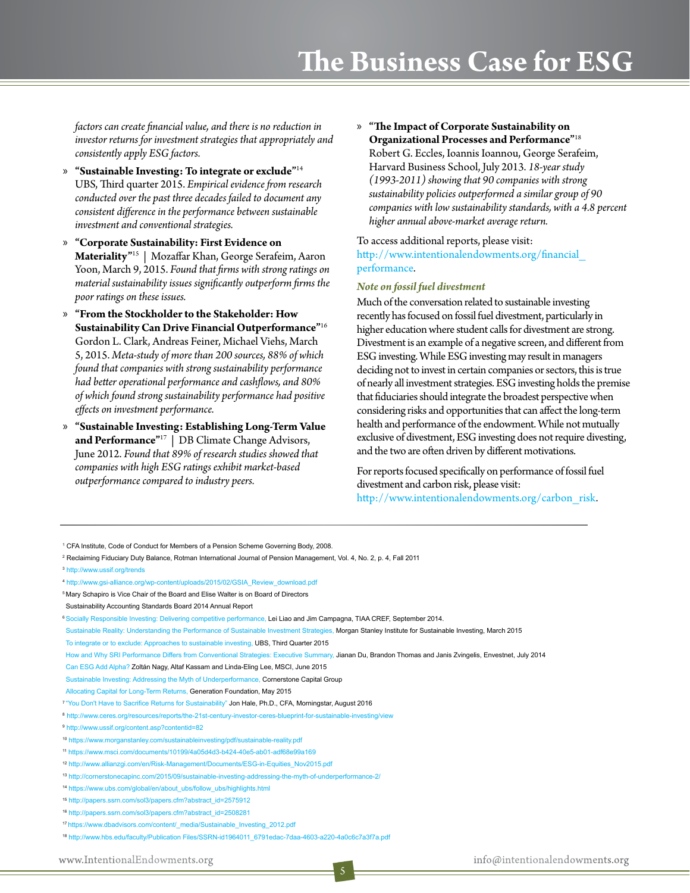*factors can create financial value, and there is no reduction in investor returns for investment strategies that appropriately and consistently apply ESG factors.*

- **"Sustainable Investing: To integrate or exclude"**[14] UBS, Third quarter 2015. *Empirical evidence from research conducted over the past three decades failed to document any consistent difference in the performance between sustainable investment and conventional strategies.*
- **"Corporate Sustainability: First Evidence on Materiality"**[15] | Mozaffar Khan, George Serafeim, Aaron Yoon, March 9, 2015. *Found that firms with strong ratings on material sustainability issues significantly outperform firms the poor ratings on these issues.*
- **"From the Stockholder to the Stakeholder: How Sustainability Can Drive Financial Outperformance"**[16] Gordon L. Clark, Andreas Feiner, Michael Viehs, March 5, 2015. *Meta-study of more than 200 sources, 88% of which found that companies with strong sustainability performance had better operational performance and cashflows, and 80% of which found strong sustainability performance had positive effects on investment performance.*
- **"Sustainable Investing: Establishing Long-Term Value and Performance"**[17] | DB Climate Change Advisors, June 2012. *Found that 89% of research studies showed that companies with high ESG ratings exhibit market-based outperformance compared to industry peers.*
- **"The Impact of Corporate Sustainability on Organizational Processes and Performance"**[18] Robert G. Eccles, Ioannis Ioannou, George Serafeim, Harvard Business School, July 2013. *18-year study (1993-2011) showing that 90 companies with strong sustainability policies outperformed a similar group of 90 companies with low sustainability standards, with a 4.8 percent higher annual above-market average return.*

To access additional reports, please visit: http://www.intentionalendowments.org/financial_performance.

### *Note on fossil fuel divestment*

Much of the conversation related to sustainable investing recently has focused on fossil fuel divestment, particularly in higher education where student calls for divestment are strong. Divestment is an example of a negative screen, and different from ESG investing. While ESG investing may result in managers deciding not to invest in certain companies or sectors, this is true of nearly all investment strategies. ESG investing holds the premise that fiduciaries should integrate the broadest perspective when considering risks and opportunities that can affect the long-term health and performance of the endowment. While not mutually exclusive of divestment, ESG investing does not require divesting, and the two are often driven by different motivations.

For reports focused specifically on performance of fossil fuel divestment and carbon risk, please visit: http://www.intentionalendowments.org/carbon_risk.

---

[1] CFA Institute, Code of Conduct for Members of a Pension Scheme Governing Body, 2008.
[2] Reclaiming Fiduciary Duty Balance, Rotman International Journal of Pension Management, Vol. 4, No. 2, p. 4, Fall 2011
[3] http://www.ussif.org/trends
[4] http://www.gsi-alliance.org/wp-content/uploads/2015/02/GSIA_Review_download.pdf
[5] Mary Schapiro is Vice Chair of the Board and Elise Walter is on Board of Directors Sustainability Accounting Standards Board 2014 Annual Report
[6] Socially Responsible Investing: Delivering competitive performance, Lei Liao and Jim Campagna, TIAA CREF, September 2014.
Sustainable Reality: Understanding the Performance of Sustainable Investment Strategies, Morgan Stanley Institute for Sustainable Investing, March 2015
To integrate or to exclude: Approaches to sustainable investing, UBS, Third Quarter 2015
How and Why SRI Performance Differs from Conventional Strategies: Executive Summary, Jianan Du, Brandon Thomas and Janis Zvingelis, Envestnet, July 2014
Can ESG Add Alpha? Zoltán Nagy, Altaf Kassam and Linda-Eling Lee, MSCI, June 2015
Sustainable Investing: Addressing the Myth of Underperformance, Cornerstone Capital Group
Allocating Capital for Long-Term Returns, Generation Foundation, May 2015
[7] "You Don't Have to Sacrifice Returns for Sustainability" Jon Hale, Ph.D., CFA, Morningstar, August 2016
[8] http://www.ceres.org/resources/reports/the-21st-century-investor-ceres-blueprint-for-sustainable-investing/view
[9] http://www.ussif.org/content.asp?contentid=82
[10] https://www.morganstanley.com/sustainableinvesting/pdf/sustainable-reality.pdf
[11] https://www.msci.com/documents/10199/4a05d4d3-b424-40e5-ab01-adf68e99a169
[12] http://www.allianzgi.com/en/Risk-Management/Documents/ESG-in-Equities_Nov2015.pdf
[13] http://cornerstonecapinc.com/2015/09/sustainable-investing-addressing-the-myth-of-underperformance-2/
[14] https://www.ubs.com/global/en/about_ubs/follow_ubs/highlights.html
[15] http://papers.ssrn.com/sol3/papers.cfm?abstract_id=2575912
[16] http://papers.ssrn.com/sol3/papers.cfm?abstract_id=2508281
[17] https://www.dbadvisors.com/content/_media/Sustainable_Investing_2012.pdf
[18] http://www.hbs.edu/faculty/Publication Files/SSRN-id1964011_6791edac-7daa-4603-a220-4a0c6c7a3f7a.pdf